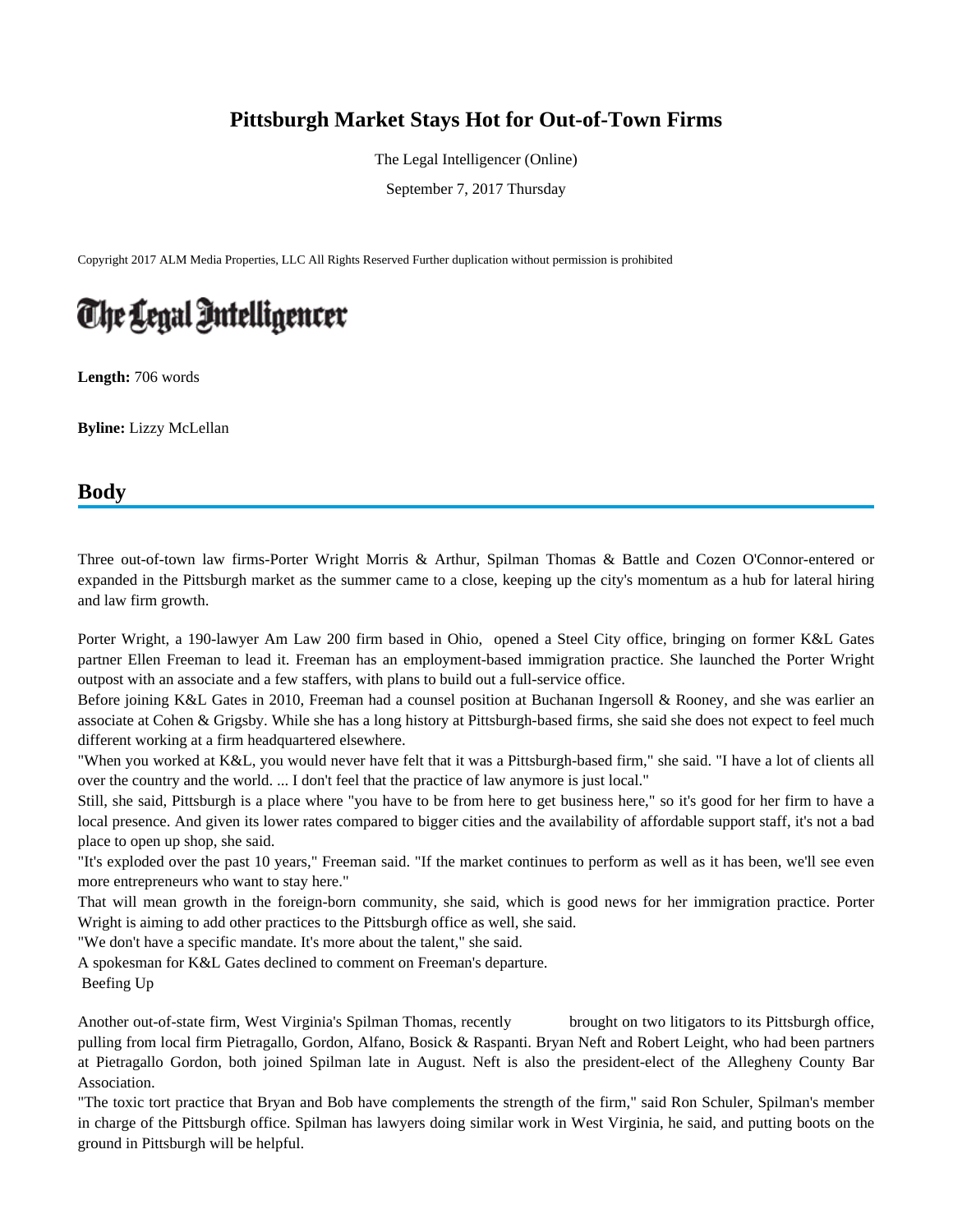# Pittsburgh Market Stays Hot for Out-of-Town Firms

The Legal Intelligencer (Online)

September 7, 2017 Thursday

Copyright 2017 ALM Media Properties, LLC All Rights Reserved Further duplication without permission is prohibited

The Legal Intelligencer

**Length:** 706 words

**Byline:** Lizzy McLellan

## Body

Three out-of-town law firms-Porter Wright Morris & Arthur, Spilman Thomas & Battle and Cozen O'Connor-entered or expanded in the Pittsburgh market as the summer came to a close, keeping up the city's momentum as a hub for lateral hiring and law firm growth.

Porter Wright, a 190-lawyer Am Law 200 firm based in Ohio, opened a Steel City office, bringing on former K&L Gates partner Ellen Freeman to lead it. Freeman has an employment-based immigration practice. She launched the Porter Wright outpost with an associate and a few staffers, with plans to build out a full-service office.

Before joining K&L Gates in 2010, Freeman had a counsel position at Buchanan Ingersoll & Rooney, and she was earlier an associate at Cohen & Grigsby. While she has a long history at Pittsburgh-based firms, she said she does not expect to feel much different working at a firm headquartered elsewhere.

"When you worked at K&L, you would never have felt that it was a Pittsburgh-based firm," she said. "I have a lot of clients all over the country and the world. ... I don't feel that the practice of law anymore is just local."

Still, she said, Pittsburgh is a place where "you have to be from here to get business here," so it's good for her firm to have a local presence. And given its lower rates compared to bigger cities and the availability of affordable support staff, it's not a bad place to open up shop, she said.

"It's exploded over the past 10 years," Freeman said. "If the market continues to perform as well as it has been, we'll see even more entrepreneurs who want to stay here."

That will mean growth in the foreign-born community, she said, which is good news for her immigration practice. Porter Wright is aiming to add other practices to the Pittsburgh office as well, she said.

"We don't have a specific mandate. It's more about the talent," she said.

A spokesman for K&L Gates declined to comment on Freeman's departure.

Beefing Up

Another out-of-state firm, West Virginia's Spilman Thomas, recently brought on two litigators to its Pittsburgh office, pulling from local firm Pietragallo, Gordon, Alfano, Bosick & Raspanti. Bryan Neft and Robert Leight, who had been partners at Pietragallo Gordon, both joined Spilman late in August. Neft is also the president-elect of the Allegheny County Bar Association.

"The toxic tort practice that Bryan and Bob have complements the strength of the firm," said Ron Schuler, Spilman's member in charge of the Pittsburgh office. Spilman has lawyers doing similar work in West Virginia, he said, and putting boots on the ground in Pittsburgh will be helpful.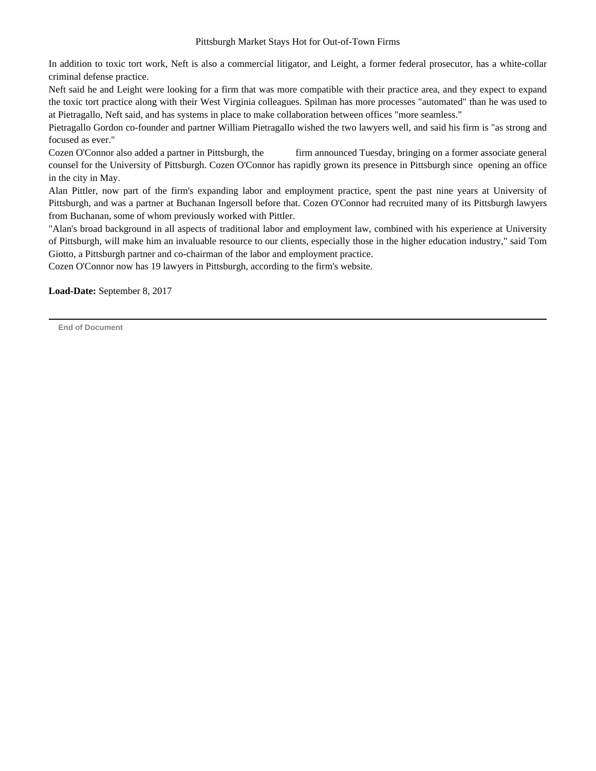In addition to toxic tort work, Neft is also a commercial litigator, and Leight, a former federal prosecutor, has a white-collar criminal defense practice.

Neft said he and Leight were looking for a firm that was more compatible with their practice area, and they expect to expand the toxic tort practice along with their West Virginia colleagues. Spilman has more processes "automated" than he was used to at Pietragallo, Neft said, and has systems in place to make collaboration between offices "more seamless."

Pietragallo Gordon co-founder and partner William Pietragallo wished the two lawyers well, and said his firm is "as strong and focused as ever."

Cozen O'Connor also added a partner in Pittsburgh, the firm announced Tuesday, bringing on a former associate general counsel for the University of Pittsburgh. Cozen O'Connor has rapidly grown its presence in Pittsburgh since opening an office in the city in May.

Alan Pittler, now part of the firm's expanding labor and employment practice, spent the past nine years at University of Pittsburgh, and was a partner at Buchanan Ingersoll before that. Cozen O'Connor had recruited many of its Pittsburgh lawyers from Buchanan, some of whom previously worked with Pittler.

"Alan's broad background in all aspects of traditional labor and employment law, combined with his experience at University of Pittsburgh, will make him an invaluable resource to our clients, especially those in the higher education industry," said Tom Giotto, a Pittsburgh partner and co-chairman of the labor and employment practice.

Cozen O'Connor now has 19 lawyers in Pittsburgh, according to the firm's website.

**Load-Date:** September 8, 2017

End of Document